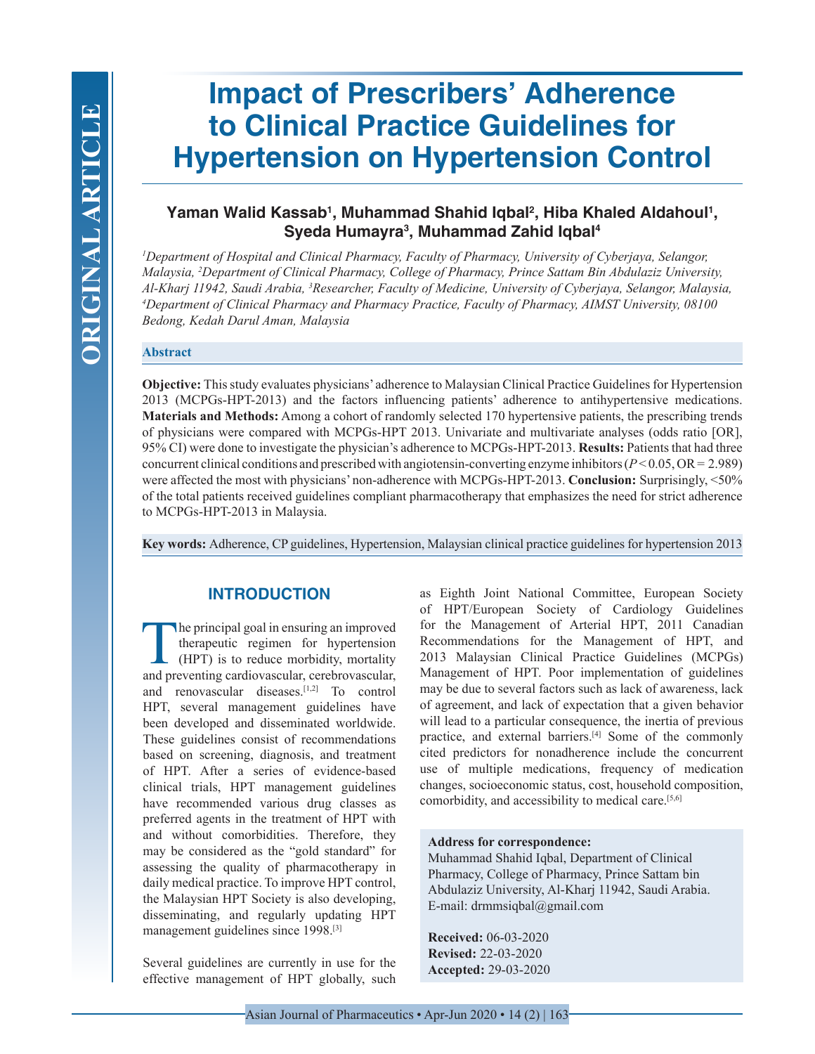# Impact of Prescribers' Adherence to Clinical Practice Guidelines for Hypertension on Hypertension Control

**Yaman Walid Kassab[1], Muhammad Shahid Iqbal[2], Hiba Khaled Aldahoul[1], Syeda Humayra[3], Muhammad Zahid Iqbal[4]**

*[1]Department of Hospital and Clinical Pharmacy, Faculty of Pharmacy, University of Cyberjaya, Selangor, Malaysia, [2]Department of Clinical Pharmacy, College of Pharmacy, Prince Sattam Bin Abdulaziz University, Al-Kharj 11942, Saudi Arabia, [3]Researcher, Faculty of Medicine, University of Cyberjaya, Selangor, Malaysia, [4]Department of Clinical Pharmacy and Pharmacy Practice, Faculty of Pharmacy, AIMST University, 08100 Bedong, Kedah Darul Aman, Malaysia*

## Abstract

**Objective:** This study evaluates physicians' adherence to Malaysian Clinical Practice Guidelines for Hypertension 2013 (MCPGs-HPT-2013) and the factors influencing patients' adherence to antihypertensive medications. **Materials and Methods:** Among a cohort of randomly selected 170 hypertensive patients, the prescribing trends of physicians were compared with MCPGs-HPT 2013. Univariate and multivariate analyses (odds ratio [OR], 95% CI) were done to investigate the physician's adherence to MCPGs-HPT-2013. **Results:** Patients that had three concurrent clinical conditions and prescribed with angiotensin-converting enzyme inhibitors ($P < 0.05$, OR = 2.989) were affected the most with physicians' non-adherence with MCPGs-HPT-2013. **Conclusion:** Surprisingly, <50% of the total patients received guidelines compliant pharmacotherapy that emphasizes the need for strict adherence to MCPGs-HPT-2013 in Malaysia.

**Key words:** Adherence, CP guidelines, Hypertension, Malaysian clinical practice guidelines for hypertension 2013

## INTRODUCTION

The principal goal in ensuring an improved therapeutic regimen for hypertension (HPT) is to reduce morbidity, mortality and preventing cardiovascular, cerebrovascular, and renovascular diseases.[1,2] To control HPT, several management guidelines have been developed and disseminated worldwide. These guidelines consist of recommendations based on screening, diagnosis, and treatment of HPT. After a series of evidence-based clinical trials, HPT management guidelines have recommended various drug classes as preferred agents in the treatment of HPT with and without comorbidities. Therefore, they may be considered as the "gold standard" for assessing the quality of pharmacotherapy in daily medical practice. To improve HPT control, the Malaysian HPT Society is also developing, disseminating, and regularly updating HPT management guidelines since 1998.[3]

Several guidelines are currently in use for the effective management of HPT globally, such as Eighth Joint National Committee, European Society of HPT/European Society of Cardiology Guidelines for the Management of Arterial HPT, 2011 Canadian Recommendations for the Management of HPT, and 2013 Malaysian Clinical Practice Guidelines (MCPGs) Management of HPT. Poor implementation of guidelines may be due to several factors such as lack of awareness, lack of agreement, and lack of expectation that a given behavior will lead to a particular consequence, the inertia of previous practice, and external barriers.[4] Some of the commonly cited predictors for nonadherence include the concurrent use of multiple medications, frequency of medication changes, socioeconomic status, cost, household composition, comorbidity, and accessibility to medical care.[5,6]

**Address for correspondence:**
Muhammad Shahid Iqbal, Department of Clinical Pharmacy, College of Pharmacy, Prince Sattam bin Abdulaziz University, Al-Kharj 11942, Saudi Arabia.
E-mail: drmmsiqbal@gmail.com

**Received:** 06-03-2020
**Revised:** 22-03-2020
**Accepted:** 29-03-2020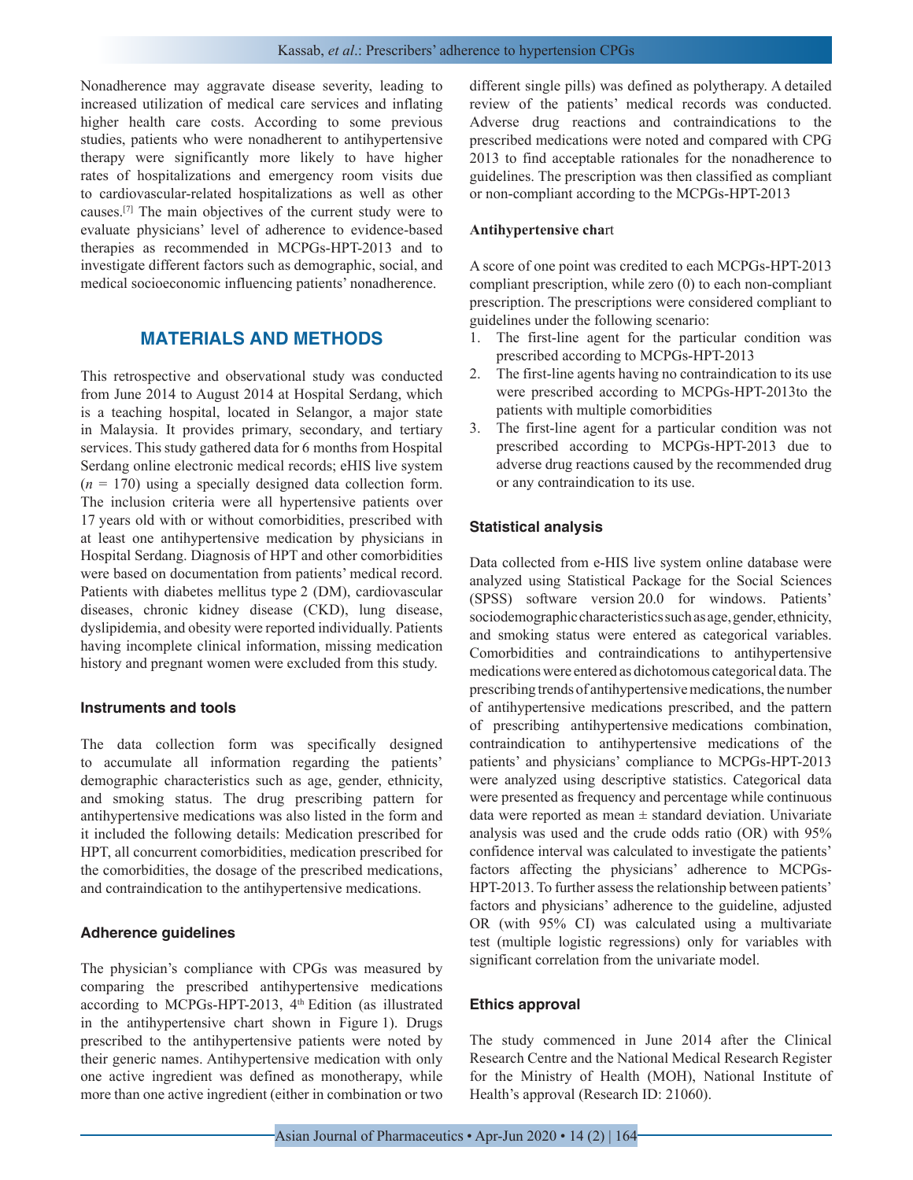Nonadherence may aggravate disease severity, leading to increased utilization of medical care services and inflating higher health care costs. According to some previous studies, patients who were nonadherent to antihypertensive therapy were significantly more likely to have higher rates of hospitalizations and emergency room visits due to cardiovascular-related hospitalizations as well as other causes.[7] The main objectives of the current study were to evaluate physicians' level of adherence to evidence-based therapies as recommended in MCPGs-HPT-2013 and to investigate different factors such as demographic, social, and medical socioeconomic influencing patients' nonadherence.

## MATERIALS AND METHODS

This retrospective and observational study was conducted from June 2014 to August 2014 at Hospital Serdang, which is a teaching hospital, located in Selangor, a major state in Malaysia. It provides primary, secondary, and tertiary services. This study gathered data for 6 months from Hospital Serdang online electronic medical records; eHIS live system ($n$ = 170) using a specially designed data collection form. The inclusion criteria were all hypertensive patients over 17 years old with or without comorbidities, prescribed with at least one antihypertensive medication by physicians in Hospital Serdang. Diagnosis of HPT and other comorbidities were based on documentation from patients' medical record. Patients with diabetes mellitus type 2 (DM), cardiovascular diseases, chronic kidney disease (CKD), lung disease, dyslipidemia, and obesity were reported individually. Patients having incomplete clinical information, missing medication history and pregnant women were excluded from this study.

### Instruments and tools

The data collection form was specifically designed to accumulate all information regarding the patients' demographic characteristics such as age, gender, ethnicity, and smoking status. The drug prescribing pattern for antihypertensive medications was also listed in the form and it included the following details: Medication prescribed for HPT, all concurrent comorbidities, medication prescribed for the comorbidities, the dosage of the prescribed medications, and contraindication to the antihypertensive medications.

### Adherence guidelines

The physician's compliance with CPGs was measured by comparing the prescribed antihypertensive medications according to MCPGs-HPT-2013, 4th Edition (as illustrated in the antihypertensive chart shown in Figure 1). Drugs prescribed to the antihypertensive patients were noted by their generic names. Antihypertensive medication with only one active ingredient was defined as monotherapy, while more than one active ingredient (either in combination or two different single pills) was defined as polytherapy. A detailed review of the patients' medical records was conducted. Adverse drug reactions and contraindications to the prescribed medications were noted and compared with CPG 2013 to find acceptable rationales for the nonadherence to guidelines. The prescription was then classified as compliant or non-compliant according to the MCPGs-HPT-2013

**Antihypertensive cha**rt

A score of one point was credited to each MCPGs-HPT-2013 compliant prescription, while zero (0) to each non-compliant prescription. The prescriptions were considered compliant to guidelines under the following scenario:

1. The first-line agent for the particular condition was prescribed according to MCPGs-HPT-2013
2. The first-line agents having no contraindication to its use were prescribed according to MCPGs-HPT-2013to the patients with multiple comorbidities
3. The first-line agent for a particular condition was not prescribed according to MCPGs-HPT-2013 due to adverse drug reactions caused by the recommended drug or any contraindication to its use.

### Statistical analysis

Data collected from e-HIS live system online database were analyzed using Statistical Package for the Social Sciences (SPSS) software version 20.0 for windows. Patients' sociodemographic characteristics such as age, gender, ethnicity, and smoking status were entered as categorical variables. Comorbidities and contraindications to antihypertensive medications were entered as dichotomous categorical data. The prescribing trends of antihypertensive medications, the number of antihypertensive medications prescribed, and the pattern of prescribing antihypertensive medications combination, contraindication to antihypertensive medications of the patients' and physicians' compliance to MCPGs-HPT-2013 were analyzed using descriptive statistics. Categorical data were presented as frequency and percentage while continuous data were reported as mean ± standard deviation. Univariate analysis was used and the crude odds ratio (OR) with 95% confidence interval was calculated to investigate the patients' factors affecting the physicians' adherence to MCPGs-HPT-2013. To further assess the relationship between patients' factors and physicians' adherence to the guideline, adjusted OR (with 95% CI) was calculated using a multivariate test (multiple logistic regressions) only for variables with significant correlation from the univariate model.

### Ethics approval

The study commenced in June 2014 after the Clinical Research Centre and the National Medical Research Register for the Ministry of Health (MOH), National Institute of Health's approval (Research ID: 21060).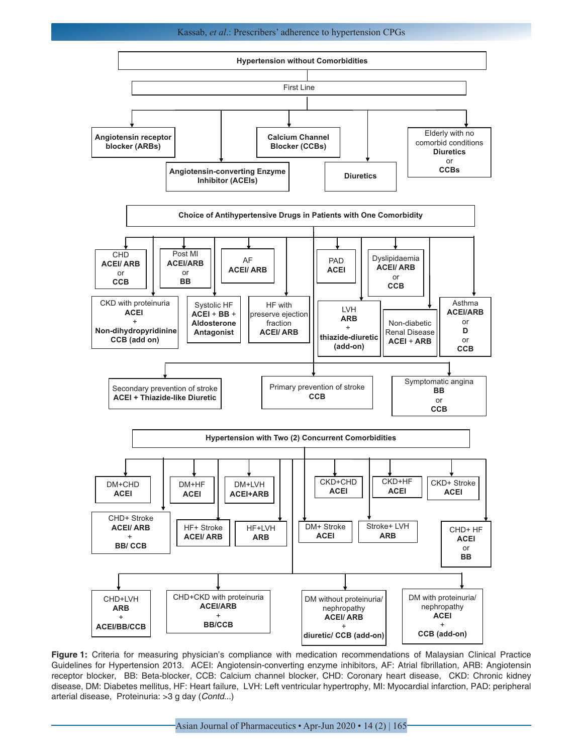**Hypertension without Comorbidities**

First Line

- **Angiotensin receptor blocker (ARBs)**
- **Angiotensin-converting Enzyme Inhibitor (ACEIs)**
- **Calcium Channel Blocker (CCBs)**
- **Diuretics**
- Elderly with no comorbid conditions: **Diuretics** or **CCBs**

**Choice of Antihypertensive Drugs in Patients with One Comorbidity**

- CHD: **ACEI/ ARB** or **CCB**
- Post MI: **ACEI/ARB** or **BB**
- AF: **ACEI/ ARB**
- PAD: **ACEI**
- Dyslipidaemia: **ACEI/ ARB** or **CCB**
- CKD with proteinuria: **ACEI** + **Non-dihydropyridinine CCB (add on)**
- Systolic HF: **ACEI + BB + Aldosterone Antagonist**
- HF with preserve ejection fraction: **ACEI/ ARB**
- LVH: **ARB** + **thiazide-diuretic (add-on)**
- Non-diabetic Renal Disease: **ACEI + ARB**
- Asthma: **ACEI/ARB** or **D** or **CCB**
- Secondary prevention of stroke: **ACEI + Thiazide-like Diuretic**
- Primary prevention of stroke: **CCB**
- Symptomatic angina: **BB** or **CCB**

**Hypertension with Two (2) Concurrent Comorbidities**

- DM+CHD: **ACEI**
- DM+HF: **ACEI**
- DM+LVH: **ACEI+ARB**
- CKD+CHD: **ACEI**
- CKD+HF: **ACEI**
- CKD+ Stroke: **ACEI**
- CHD+ Stroke: **ACEI/ ARB** + **BB/ CCB**
- HF+ Stroke: **ACEI/ ARB**
- HF+LVH: **ARB**
- DM+ Stroke: **ACEI**
- Stroke+ LVH: **ARB**
- CHD+ HF: **ACEI** or **BB**
- CHD+LVH: **ARB** + **ACEI/BB/CCB**
- CHD+CKD with proteinuria: **ACEI/ARB** + **BB/CCB**
- DM without proteinuria/ nephropathy: **ACEI/ ARB** + **diuretic/ CCB (add-on)**
- DM with proteinuria/ nephropathy: **ACEI** + **CCB (add-on)**

**Figure 1:** Criteria for measuring physician's compliance with medication recommendations of Malaysian Clinical Practice Guidelines for Hypertension 2013. ACEI: Angiotensin-converting enzyme inhibitors, AF: Atrial fibrillation, ARB: Angiotensin receptor blocker, BB: Beta-blocker, CCB: Calcium channel blocker, CHD: Coronary heart disease, CKD: Chronic kidney disease, DM: Diabetes mellitus, HF: Heart failure, LVH: Left ventricular hypertrophy, MI: Myocardial infarction, PAD: peripheral arterial disease, Proteinuria: >3 g day (*Contd...*)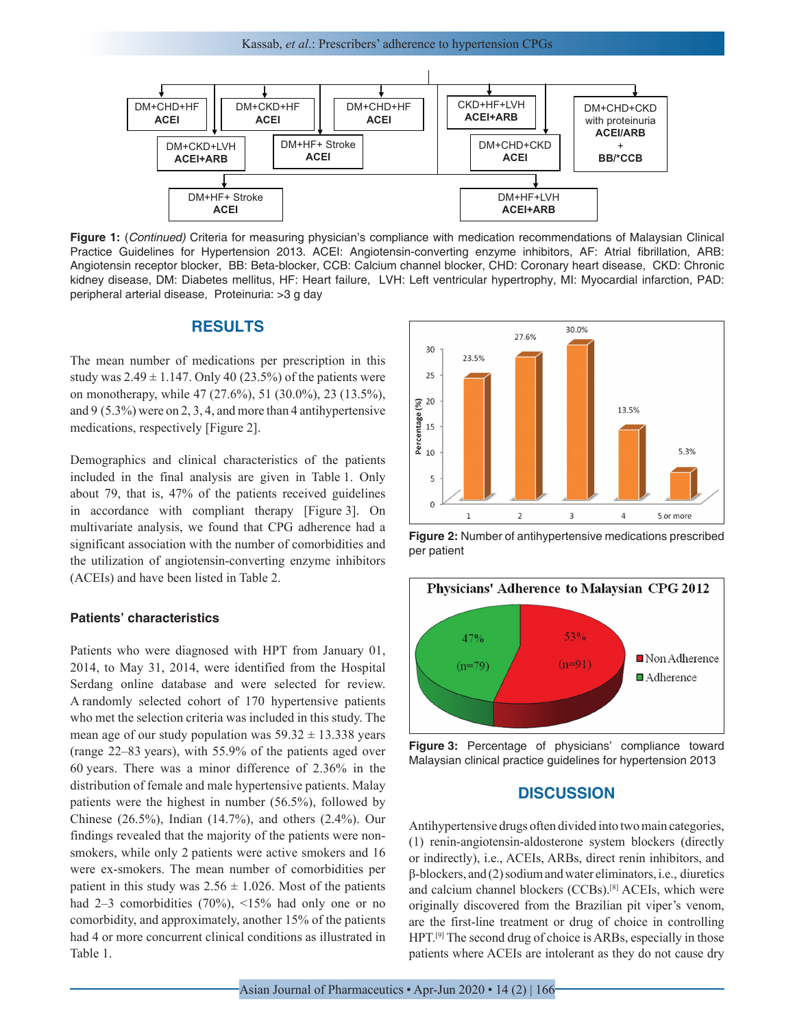DM+CHD+HF
ACEI

DM+CKD+HF
ACEI

DM+CHD+HF
ACEI

CKD+HF+LVH
ACEI+ARB

DM+CHD+CKD with proteinuria
ACEI/ARB + BB/*CCB

DM+CKD+LVH
ACEI+ARB

DM+HF+ Stroke
ACEI

DM+CHD+CKD
ACEI

DM+HF+ Stroke
ACEI

DM+HF+LVH
ACEI+ARB

**Figure 1:** (*Continued*) Criteria for measuring physician's compliance with medication recommendations of Malaysian Clinical Practice Guidelines for Hypertension 2013. ACEI: Angiotensin-converting enzyme inhibitors, AF: Atrial fibrillation, ARB: Angiotensin receptor blocker, BB: Beta-blocker, CCB: Calcium channel blocker, CHD: Coronary heart disease, CKD: Chronic kidney disease, DM: Diabetes mellitus, HF: Heart failure, LVH: Left ventricular hypertrophy, MI: Myocardial infarction, PAD: peripheral arterial disease, Proteinuria: >3 g day

## RESULTS

The mean number of medications per prescription in this study was 2.49 ± 1.147. Only 40 (23.5%) of the patients were on monotherapy, while 47 (27.6%), 51 (30.0%), 23 (13.5%), and 9 (5.3%) were on 2, 3, 4, and more than 4 antihypertensive medications, respectively [Figure 2].

Demographics and clinical characteristics of the patients included in the final analysis are given in Table 1. Only about 79, that is, 47% of the patients received guidelines in accordance with compliant therapy [Figure 3]. On multivariate analysis, we found that CPG adherence had a significant association with the number of comorbidities and the utilization of angiotensin-converting enzyme inhibitors (ACEIs) and have been listed in Table 2.

### Patients' characteristics

Patients who were diagnosed with HPT from January 01, 2014, to May 31, 2014, were identified from the Hospital Serdang online database and were selected for review. A randomly selected cohort of 170 hypertensive patients who met the selection criteria was included in this study. The mean age of our study population was 59.32 ± 13.338 years (range 22–83 years), with 55.9% of the patients aged over 60 years. There was a minor difference of 2.36% in the distribution of female and male hypertensive patients. Malay patients were the highest in number (56.5%), followed by Chinese (26.5%), Indian (14.7%), and others (2.4%). Our findings revealed that the majority of the patients were non-smokers, while only 2 patients were active smokers and 16 were ex-smokers. The mean number of comorbidities per patient in this study was 2.56 ± 1.026. Most of the patients had 2–3 comorbidities (70%), <15% had only one or no comorbidity, and approximately, another 15% of the patients had 4 or more concurrent clinical conditions as illustrated in Table 1.

**Figure 2:** Number of antihypertensive medications prescribed per patient

**Figure 3:** Percentage of physicians' compliance toward Malaysian clinical practice guidelines for hypertension 2013

## DISCUSSION

Antihypertensive drugs often divided into two main categories, (1) renin-angiotensin-aldosterone system blockers (directly or indirectly), i.e., ACEIs, ARBs, direct renin inhibitors, and β-blockers, and (2) sodium and water eliminators, i.e., diuretics and calcium channel blockers (CCBs).[8] ACEIs, which were originally discovered from the Brazilian pit viper's venom, are the first-line treatment or drug of choice in controlling HPT.[9] The second drug of choice is ARBs, especially in those patients where ACEIs are intolerant as they do not cause dry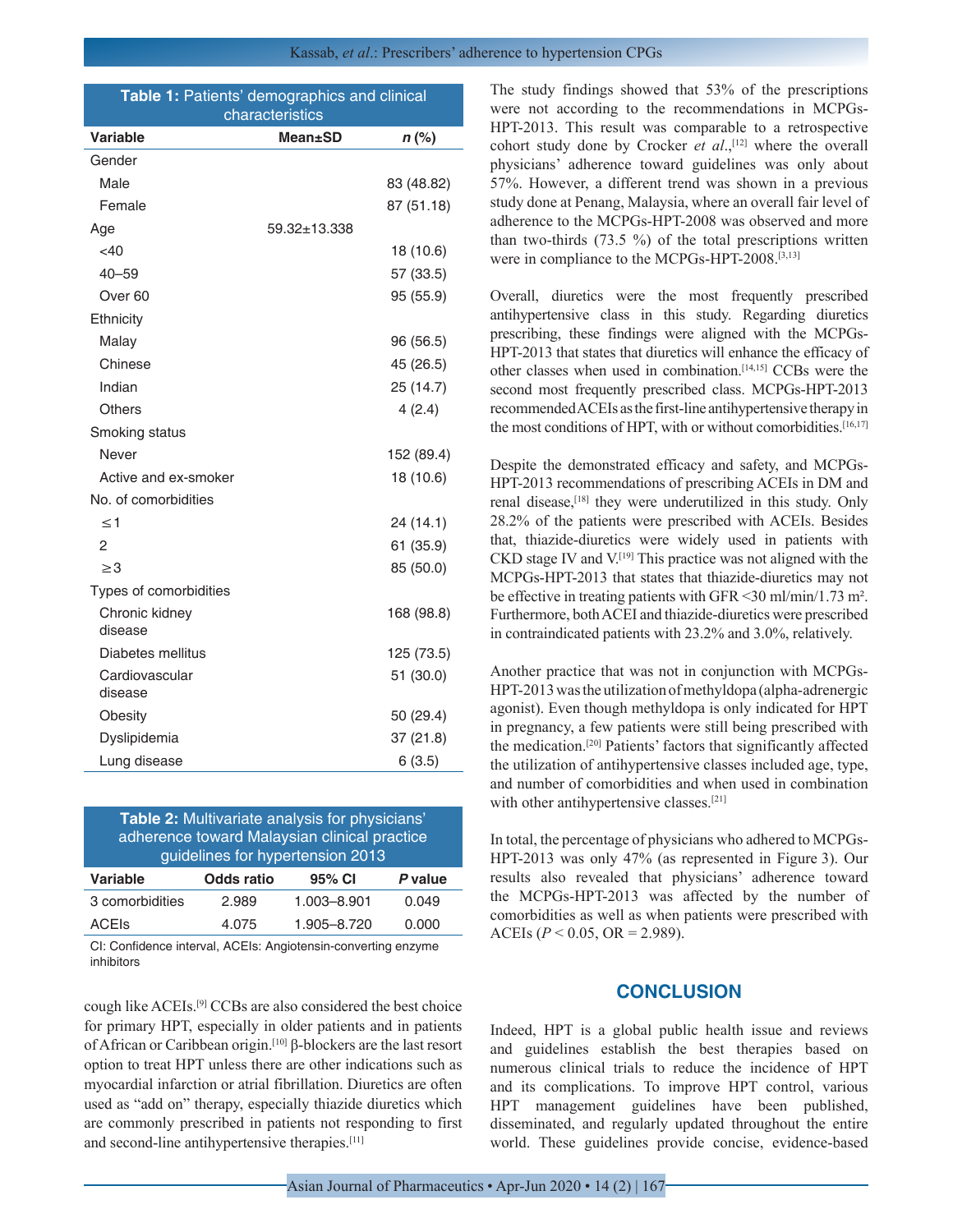**Table 1:** Patients' demographics and clinical characteristics

| Variable | Mean±SD | *n* (%) |
|---|---|---|
| Gender | | |
| Male | | 83 (48.82) |
| Female | | 87 (51.18) |
| Age | 59.32±13.338 | |
| <40 | | 18 (10.6) |
| 40–59 | | 57 (33.5) |
| Over 60 | | 95 (55.9) |
| Ethnicity | | |
| Malay | | 96 (56.5) |
| Chinese | | 45 (26.5) |
| Indian | | 25 (14.7) |
| Others | | 4 (2.4) |
| Smoking status | | |
| Never | | 152 (89.4) |
| Active and ex-smoker | | 18 (10.6) |
| No. of comorbidities | | |
| ≤1 | | 24 (14.1) |
| 2 | | 61 (35.9) |
| ≥3 | | 85 (50.0) |
| Types of comorbidities | | |
| Chronic kidney disease | | 168 (98.8) |
| Diabetes mellitus | | 125 (73.5) |
| Cardiovascular disease | | 51 (30.0) |
| Obesity | | 50 (29.4) |
| Dyslipidemia | | 37 (21.8) |
| Lung disease | | 6 (3.5) |

**Table 2:** Multivariate analysis for physicians' adherence toward Malaysian clinical practice guidelines for hypertension 2013

| Variable | Odds ratio | 95% CI | *P* value |
|---|---|---|---|
| 3 comorbidities | 2.989 | 1.003–8.901 | 0.049 |
| ACEIs | 4.075 | 1.905–8.720 | 0.000 |

CI: Confidence interval, ACEIs: Angiotensin-converting enzyme inhibitors

cough like ACEIs.[9] CCBs are also considered the best choice for primary HPT, especially in older patients and in patients of African or Caribbean origin.[10] β-blockers are the last resort option to treat HPT unless there are other indications such as myocardial infarction or atrial fibrillation. Diuretics are often used as "add on" therapy, especially thiazide diuretics which are commonly prescribed in patients not responding to first and second-line antihypertensive therapies.[11]

The study findings showed that 53% of the prescriptions were not according to the recommendations in MCPGs-HPT-2013. This result was comparable to a retrospective cohort study done by Crocker *et al*.,[12] where the overall physicians' adherence toward guidelines was only about 57%. However, a different trend was shown in a previous study done at Penang, Malaysia, where an overall fair level of adherence to the MCPGs-HPT-2008 was observed and more than two-thirds (73.5 %) of the total prescriptions written were in compliance to the MCPGs-HPT-2008.[3,13]

Overall, diuretics were the most frequently prescribed antihypertensive class in this study. Regarding diuretics prescribing, these findings were aligned with the MCPGs-HPT-2013 that states that diuretics will enhance the efficacy of other classes when used in combination.[14,15] CCBs were the second most frequently prescribed class. MCPGs-HPT-2013 recommended ACEIs as the first-line antihypertensive therapy in the most conditions of HPT, with or without comorbidities.[16,17]

Despite the demonstrated efficacy and safety, and MCPGs-HPT-2013 recommendations of prescribing ACEIs in DM and renal disease,[18] they were underutilized in this study. Only 28.2% of the patients were prescribed with ACEIs. Besides that, thiazide-diuretics were widely used in patients with CKD stage IV and V.[19] This practice was not aligned with the MCPGs-HPT-2013 that states that thiazide-diuretics may not be effective in treating patients with GFR <30 ml/min/1.73 m². Furthermore, both ACEI and thiazide-diuretics were prescribed in contraindicated patients with 23.2% and 3.0%, relatively.

Another practice that was not in conjunction with MCPGs-HPT-2013 was the utilization of methyldopa (alpha-adrenergic agonist). Even though methyldopa is only indicated for HPT in pregnancy, a few patients were still being prescribed with the medication.[20] Patients' factors that significantly affected the utilization of antihypertensive classes included age, type, and number of comorbidities and when used in combination with other antihypertensive classes.[21]

In total, the percentage of physicians who adhered to MCPGs-HPT-2013 was only 47% (as represented in Figure 3). Our results also revealed that physicians' adherence toward the MCPGs-HPT-2013 was affected by the number of comorbidities as well as when patients were prescribed with ACEIs ($P < 0.05$, OR = 2.989).

## CONCLUSION

Indeed, HPT is a global public health issue and reviews and guidelines establish the best therapies based on numerous clinical trials to reduce the incidence of HPT and its complications. To improve HPT control, various HPT management guidelines have been published, disseminated, and regularly updated throughout the entire world. These guidelines provide concise, evidence-based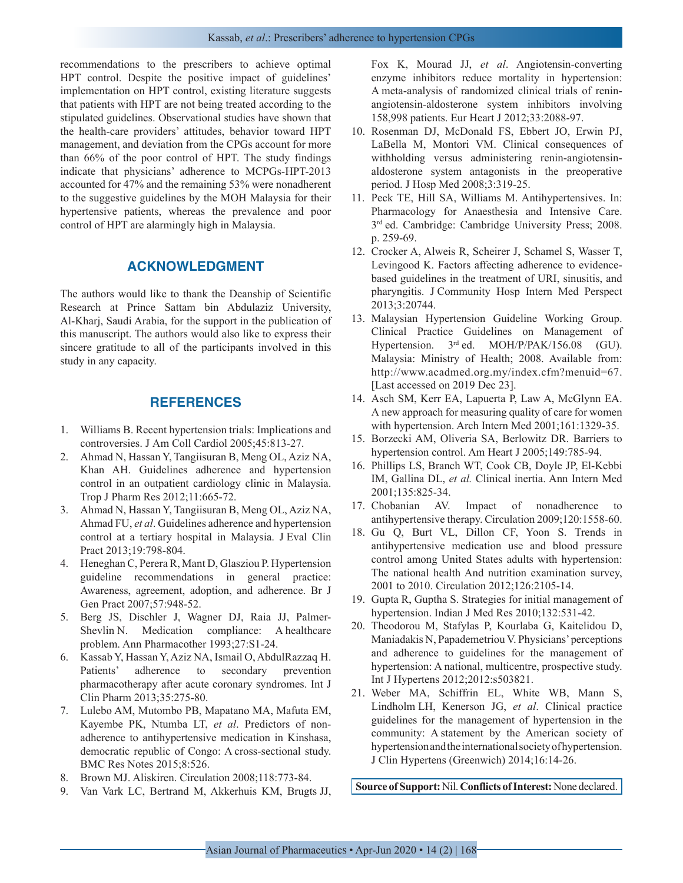recommendations to the prescribers to achieve optimal HPT control. Despite the positive impact of guidelines' implementation on HPT control, existing literature suggests that patients with HPT are not being treated according to the stipulated guidelines. Observational studies have shown that the health-care providers' attitudes, behavior toward HPT management, and deviation from the CPGs account for more than 66% of the poor control of HPT. The study findings indicate that physicians' adherence to MCPGs-HPT-2013 accounted for 47% and the remaining 53% were nonadherent to the suggestive guidelines by the MOH Malaysia for their hypertensive patients, whereas the prevalence and poor control of HPT are alarmingly high in Malaysia.

## ACKNOWLEDGMENT

The authors would like to thank the Deanship of Scientific Research at Prince Sattam bin Abdulaziz University, Al-Kharj, Saudi Arabia, for the support in the publication of this manuscript. The authors would also like to express their sincere gratitude to all of the participants involved in this study in any capacity.

## REFERENCES

1. Williams B. Recent hypertension trials: Implications and controversies. J Am Coll Cardiol 2005;45:813-27.
2. Ahmad N, Hassan Y, Tangiisuran B, Meng OL, Aziz NA, Khan AH. Guidelines adherence and hypertension control in an outpatient cardiology clinic in Malaysia. Trop J Pharm Res 2012;11:665-72.
3. Ahmad N, Hassan Y, Tangiisuran B, Meng OL, Aziz NA, Ahmad FU, *et al*. Guidelines adherence and hypertension control at a tertiary hospital in Malaysia. J Eval Clin Pract 2013;19:798-804.
4. Heneghan C, Perera R, Mant D, Glasziou P. Hypertension guideline recommendations in general practice: Awareness, agreement, adoption, and adherence. Br J Gen Pract 2007;57:948-52.
5. Berg JS, Dischler J, Wagner DJ, Raia JJ, Palmer-Shevlin N. Medication compliance: A healthcare problem. Ann Pharmacother 1993;27:S1-24.
6. Kassab Y, Hassan Y, Aziz NA, Ismail O, AbdulRazzaq H. Patients' adherence to secondary prevention pharmacotherapy after acute coronary syndromes. Int J Clin Pharm 2013;35:275-80.
7. Lulebo AM, Mutombo PB, Mapatano MA, Mafuta EM, Kayembe PK, Ntumba LT, *et al*. Predictors of non-adherence to antihypertensive medication in Kinshasa, democratic republic of Congo: A cross-sectional study. BMC Res Notes 2015;8:526.
8. Brown MJ. Aliskiren. Circulation 2008;118:773-84.
9. Van Vark LC, Bertrand M, Akkerhuis KM, Brugts JJ, Fox K, Mourad JJ, *et al*. Angiotensin-converting enzyme inhibitors reduce mortality in hypertension: A meta-analysis of randomized clinical trials of renin-angiotensin-aldosterone system inhibitors involving 158,998 patients. Eur Heart J 2012;33:2088-97.
10. Rosenman DJ, McDonald FS, Ebbert JO, Erwin PJ, LaBella M, Montori VM. Clinical consequences of withholding versus administering renin-angiotensin-aldosterone system antagonists in the preoperative period. J Hosp Med 2008;3:319-25.
11. Peck TE, Hill SA, Williams M. Antihypertensives. In: Pharmacology for Anaesthesia and Intensive Care. 3rd ed. Cambridge: Cambridge University Press; 2008. p. 259-69.
12. Crocker A, Alweis R, Scheirer J, Schamel S, Wasser T, Levingood K. Factors affecting adherence to evidence-based guidelines in the treatment of URI, sinusitis, and pharyngitis. J Community Hosp Intern Med Perspect 2013;3:20744.
13. Malaysian Hypertension Guideline Working Group. Clinical Practice Guidelines on Management of Hypertension. 3rd ed. MOH/P/PAK/156.08 (GU). Malaysia: Ministry of Health; 2008. Available from: http://www.acadmed.org.my/index.cfm?menuid=67. [Last accessed on 2019 Dec 23].
14. Asch SM, Kerr EA, Lapuerta P, Law A, McGlynn EA. A new approach for measuring quality of care for women with hypertension. Arch Intern Med 2001;161:1329-35.
15. Borzecki AM, Oliveria SA, Berlowitz DR. Barriers to hypertension control. Am Heart J 2005;149:785-94.
16. Phillips LS, Branch WT, Cook CB, Doyle JP, El-Kebbi IM, Gallina DL, *et al.* Clinical inertia. Ann Intern Med 2001;135:825-34.
17. Chobanian AV. Impact of nonadherence to antihypertensive therapy. Circulation 2009;120:1558-60.
18. Gu Q, Burt VL, Dillon CF, Yoon S. Trends in antihypertensive medication use and blood pressure control among United States adults with hypertension: The national health And nutrition examination survey, 2001 to 2010. Circulation 2012;126:2105-14.
19. Gupta R, Guptha S. Strategies for initial management of hypertension. Indian J Med Res 2010;132:531-42.
20. Theodorou M, Stafylas P, Kourlaba G, Kaitelidou D, Maniadakis N, Papademetriou V. Physicians' perceptions and adherence to guidelines for the management of hypertension: A national, multicentre, prospective study. Int J Hypertens 2012;2012:s503821.
21. Weber MA, Schiffrin EL, White WB, Mann S, Lindholm LH, Kenerson JG, *et al*. Clinical practice guidelines for the management of hypertension in the community: A statement by the American society of hypertension and the international society of hypertension. J Clin Hypertens (Greenwich) 2014;16:14-26.

**Source of Support:** Nil. **Conflicts of Interest:** None declared.